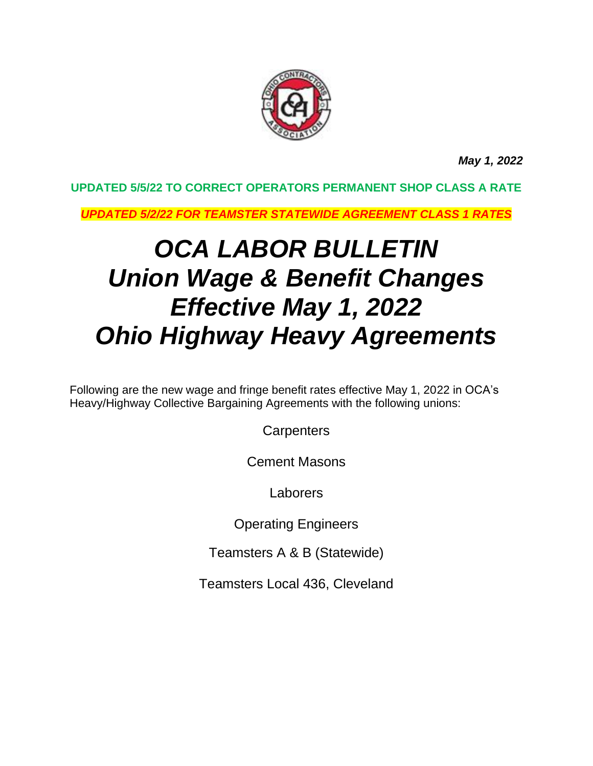*May 1, 2022*

**UPDATED 5/5/22 TO CORRECT OPERATORS PERMANENT SHOP CLASS A RATE**

***UPDATED 5/2/22 FOR TEAMSTER STATEWIDE AGREEMENT CLASS 1 RATES***

# *OCA LABOR BULLETIN*
# *Union Wage & Benefit Changes*
# *Effective May 1, 2022*
# *Ohio Highway Heavy Agreements*

Following are the new wage and fringe benefit rates effective May 1, 2022 in OCA's Heavy/Highway Collective Bargaining Agreements with the following unions:

Carpenters

Cement Masons

Laborers

Operating Engineers

Teamsters A & B (Statewide)

Teamsters Local 436, Cleveland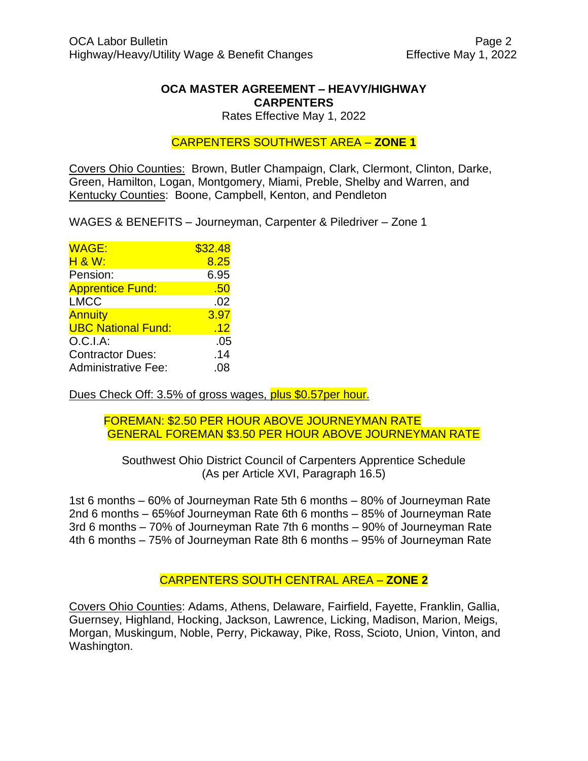## OCA MASTER AGREEMENT – HEAVY/HIGHWAY CARPENTERS

Rates Effective May 1, 2022

### CARPENTERS SOUTHWEST AREA – **ZONE 1**

Covers Ohio Counties: Brown, Butler Champaign, Clark, Clermont, Clinton, Darke, Green, Hamilton, Logan, Montgomery, Miami, Preble, Shelby and Warren, and Kentucky Counties: Boone, Campbell, Kenton, and Pendleton

WAGES & BENEFITS – Journeyman, Carpenter & Piledriver – Zone 1

| | |
|---|---|
| WAGE: | $32.48 |
| H & W: | 8.25 |
| Pension: | 6.95 |
| Apprentice Fund: | .50 |
| LMCC | .02 |
| Annuity | 3.97 |
| UBC National Fund: | .12 |
| O.C.I.A: | .05 |
| Contractor Dues: | .14 |
| Administrative Fee: | .08 |

Dues Check Off: 3.5% of gross wages, plus $0.57per hour.

FOREMAN: $2.50 PER HOUR ABOVE JOURNEYMAN RATE
GENERAL FOREMAN $3.50 PER HOUR ABOVE JOURNEYMAN RATE

Southwest Ohio District Council of Carpenters Apprentice Schedule
(As per Article XVI, Paragraph 16.5)

1st 6 months – 60% of Journeyman Rate 5th 6 months – 80% of Journeyman Rate
2nd 6 months – 65%of Journeyman Rate 6th 6 months – 85% of Journeyman Rate
3rd 6 months – 70% of Journeyman Rate 7th 6 months – 90% of Journeyman Rate
4th 6 months – 75% of Journeyman Rate 8th 6 months – 95% of Journeyman Rate

### CARPENTERS SOUTH CENTRAL AREA – **ZONE 2**

Covers Ohio Counties: Adams, Athens, Delaware, Fairfield, Fayette, Franklin, Gallia, Guernsey, Highland, Hocking, Jackson, Lawrence, Licking, Madison, Marion, Meigs, Morgan, Muskingum, Noble, Perry, Pickaway, Pike, Ross, Scioto, Union, Vinton, and Washington.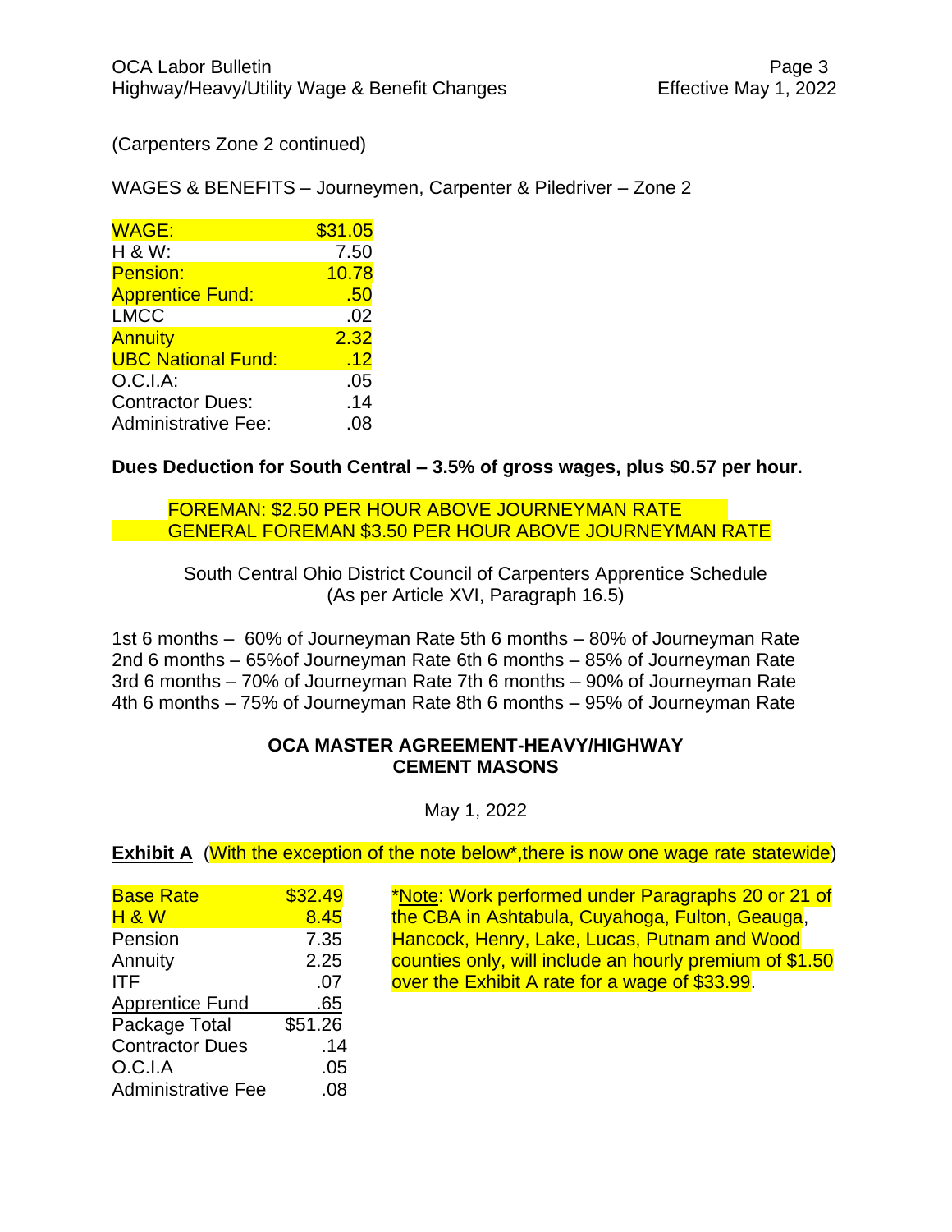(Carpenters Zone 2 continued)

WAGES & BENEFITS – Journeymen, Carpenter & Piledriver – Zone 2

| | |
|---|---|
| WAGE: | $31.05 |
| H & W: | 7.50 |
| Pension: | 10.78 |
| Apprentice Fund: | .50 |
| LMCC | .02 |
| Annuity | 2.32 |
| UBC National Fund: | .12 |
| O.C.I.A: | .05 |
| Contractor Dues: | .14 |
| Administrative Fee: | .08 |

**Dues Deduction for South Central – 3.5% of gross wages, plus $0.57 per hour.**

FOREMAN: $2.50 PER HOUR ABOVE JOURNEYMAN RATE
GENERAL FOREMAN $3.50 PER HOUR ABOVE JOURNEYMAN RATE

South Central Ohio District Council of Carpenters Apprentice Schedule
(As per Article XVI, Paragraph 16.5)

| | |
|---|---|
| 1st 6 months – 60% of Journeyman Rate | 5th 6 months – 80% of Journeyman Rate |
| 2nd 6 months – 65%of Journeyman Rate | 6th 6 months – 85% of Journeyman Rate |
| 3rd 6 months – 70% of Journeyman Rate | 7th 6 months – 90% of Journeyman Rate |
| 4th 6 months – 75% of Journeyman Rate | 8th 6 months – 95% of Journeyman Rate |

## OCA MASTER AGREEMENT-HEAVY/HIGHWAY
## CEMENT MASONS

May 1, 2022

**<u>Exhibit A</u>** (With the exception of the note below*,there is now one wage rate statewide)

| | |
|---|---|
| Base Rate | $32.49 |
| H & W | 8.45 |
| Pension | 7.35 |
| Annuity | 2.25 |
| ITF | .07 |
| Apprentice Fund | .65 |
| Package Total | $51.26 |
| Contractor Dues | .14 |
| O.C.I.A | .05 |
| Administrative Fee | .08 |

*<u>Note</u>: Work performed under Paragraphs 20 or 21 of the CBA in Ashtabula, Cuyahoga, Fulton, Geauga, Hancock, Henry, Lake, Lucas, Putnam and Wood counties only, will include an hourly premium of $1.50 over the Exhibit A rate for a wage of $33.99.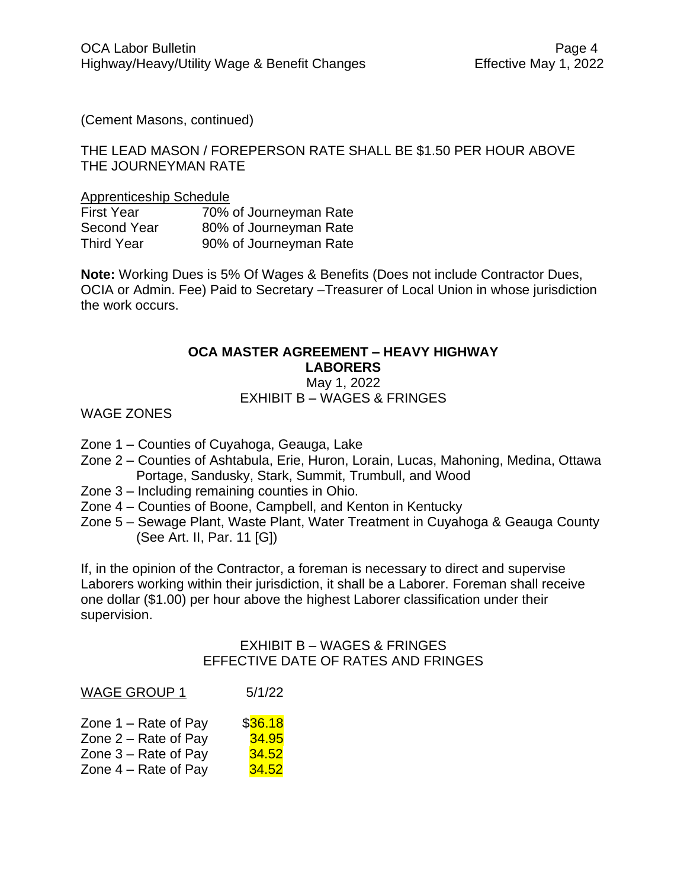(Cement Masons, continued)

THE LEAD MASON / FOREPERSON RATE SHALL BE $1.50 PER HOUR ABOVE THE JOURNEYMAN RATE

Apprenticeship Schedule

| | |
|---|---|
| First Year | 70% of Journeyman Rate |
| Second Year | 80% of Journeyman Rate |
| Third Year | 90% of Journeyman Rate |

**Note:** Working Dues is 5% Of Wages & Benefits (Does not include Contractor Dues, OCIA or Admin. Fee) Paid to Secretary –Treasurer of Local Union in whose jurisdiction the work occurs.

## OCA MASTER AGREEMENT – HEAVY HIGHWAY LABORERS

May 1, 2022

EXHIBIT B – WAGES & FRINGES

WAGE ZONES

- Zone 1 – Counties of Cuyahoga, Geauga, Lake
- Zone 2 – Counties of Ashtabula, Erie, Huron, Lorain, Lucas, Mahoning, Medina, Ottawa Portage, Sandusky, Stark, Summit, Trumbull, and Wood
- Zone 3 – Including remaining counties in Ohio.
- Zone 4 – Counties of Boone, Campbell, and Kenton in Kentucky
- Zone 5 – Sewage Plant, Waste Plant, Water Treatment in Cuyahoga & Geauga County (See Art. II, Par. 11 [G])

If, in the opinion of the Contractor, a foreman is necessary to direct and supervise Laborers working within their jurisdiction, it shall be a Laborer. Foreman shall receive one dollar ($1.00) per hour above the highest Laborer classification under their supervision.

EXHIBIT B – WAGES & FRINGES
EFFECTIVE DATE OF RATES AND FRINGES

| WAGE GROUP 1 | 5/1/22 |
|---|---|
| Zone 1 – Rate of Pay | $36.18 |
| Zone 2 – Rate of Pay | 34.95 |
| Zone 3 – Rate of Pay | 34.52 |
| Zone 4 – Rate of Pay | 34.52 |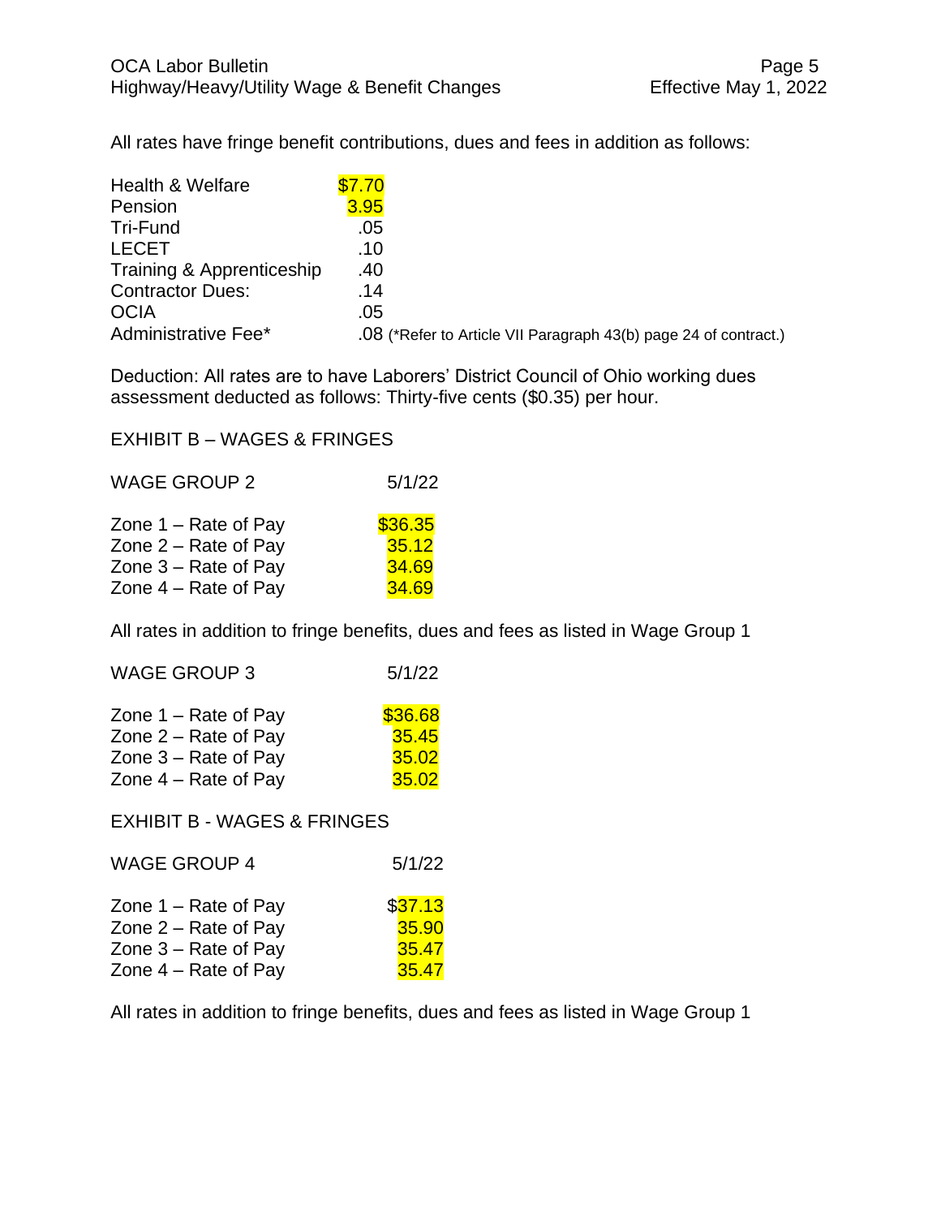All rates have fringe benefit contributions, dues and fees in addition as follows:

| | |
|---|---|
| Health & Welfare | $7.70 |
| Pension | 3.95 |
| Tri-Fund | .05 |
| LECET | .10 |
| Training & Apprenticeship | .40 |
| Contractor Dues: | .14 |
| OCIA | .05 |
| Administrative Fee* | .08 (*Refer to Article VII Paragraph 43(b) page 24 of contract.) |

Deduction: All rates are to have Laborers' District Council of Ohio working dues assessment deducted as follows: Thirty-five cents ($0.35) per hour.

EXHIBIT B – WAGES & FRINGES

| WAGE GROUP 2 | 5/1/22 |
|---|---|
| Zone 1 – Rate of Pay | $36.35 |
| Zone 2 – Rate of Pay | 35.12 |
| Zone 3 – Rate of Pay | 34.69 |
| Zone 4 – Rate of Pay | 34.69 |

All rates in addition to fringe benefits, dues and fees as listed in Wage Group 1

| WAGE GROUP 3 | 5/1/22 |
|---|---|
| Zone 1 – Rate of Pay | $36.68 |
| Zone 2 – Rate of Pay | 35.45 |
| Zone 3 – Rate of Pay | 35.02 |
| Zone 4 – Rate of Pay | 35.02 |

EXHIBIT B - WAGES & FRINGES

| WAGE GROUP 4 | 5/1/22 |
|---|---|
| Zone 1 – Rate of Pay | $37.13 |
| Zone 2 – Rate of Pay | 35.90 |
| Zone 3 – Rate of Pay | 35.47 |
| Zone 4 – Rate of Pay | 35.47 |

All rates in addition to fringe benefits, dues and fees as listed in Wage Group 1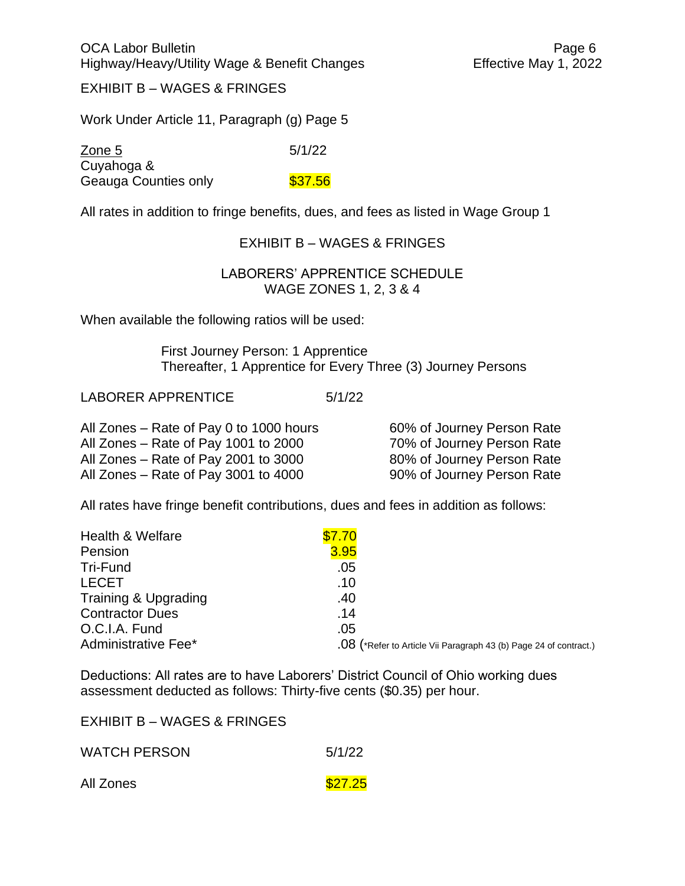EXHIBIT B – WAGES & FRINGES

Work Under Article 11, Paragraph (g) Page 5

| Zone 5 | 5/1/22 |
|---|---|
| Cuyahoga & Geauga Counties only | $37.56 |

All rates in addition to fringe benefits, dues, and fees as listed in Wage Group 1

## EXHIBIT B – WAGES & FRINGES

### LABORERS' APPRENTICE SCHEDULE
### WAGE ZONES 1, 2, 3 & 4

When available the following ratios will be used:

First Journey Person: 1 Apprentice
Thereafter, 1 Apprentice for Every Three (3) Journey Persons

| LABORER APPRENTICE | 5/1/22 |
|---|---|
| All Zones – Rate of Pay 0 to 1000 hours | 60% of Journey Person Rate |
| All Zones – Rate of Pay 1001 to 2000 | 70% of Journey Person Rate |
| All Zones – Rate of Pay 2001 to 3000 | 80% of Journey Person Rate |
| All Zones – Rate of Pay 3001 to 4000 | 90% of Journey Person Rate |

All rates have fringe benefit contributions, dues and fees in addition as follows:

| | |
|---|---|
| Health & Welfare | $7.70 |
| Pension | 3.95 |
| Tri-Fund | .05 |
| LECET | .10 |
| Training & Upgrading | .40 |
| Contractor Dues | .14 |
| O.C.I.A. Fund | .05 |
| Administrative Fee* | .08 (*Refer to Article Vii Paragraph 43 (b) Page 24 of contract.) |

Deductions: All rates are to have Laborers' District Council of Ohio working dues assessment deducted as follows: Thirty-five cents ($0.35) per hour.

EXHIBIT B – WAGES & FRINGES

| WATCH PERSON | 5/1/22 |
|---|---|
| All Zones | $27.25 |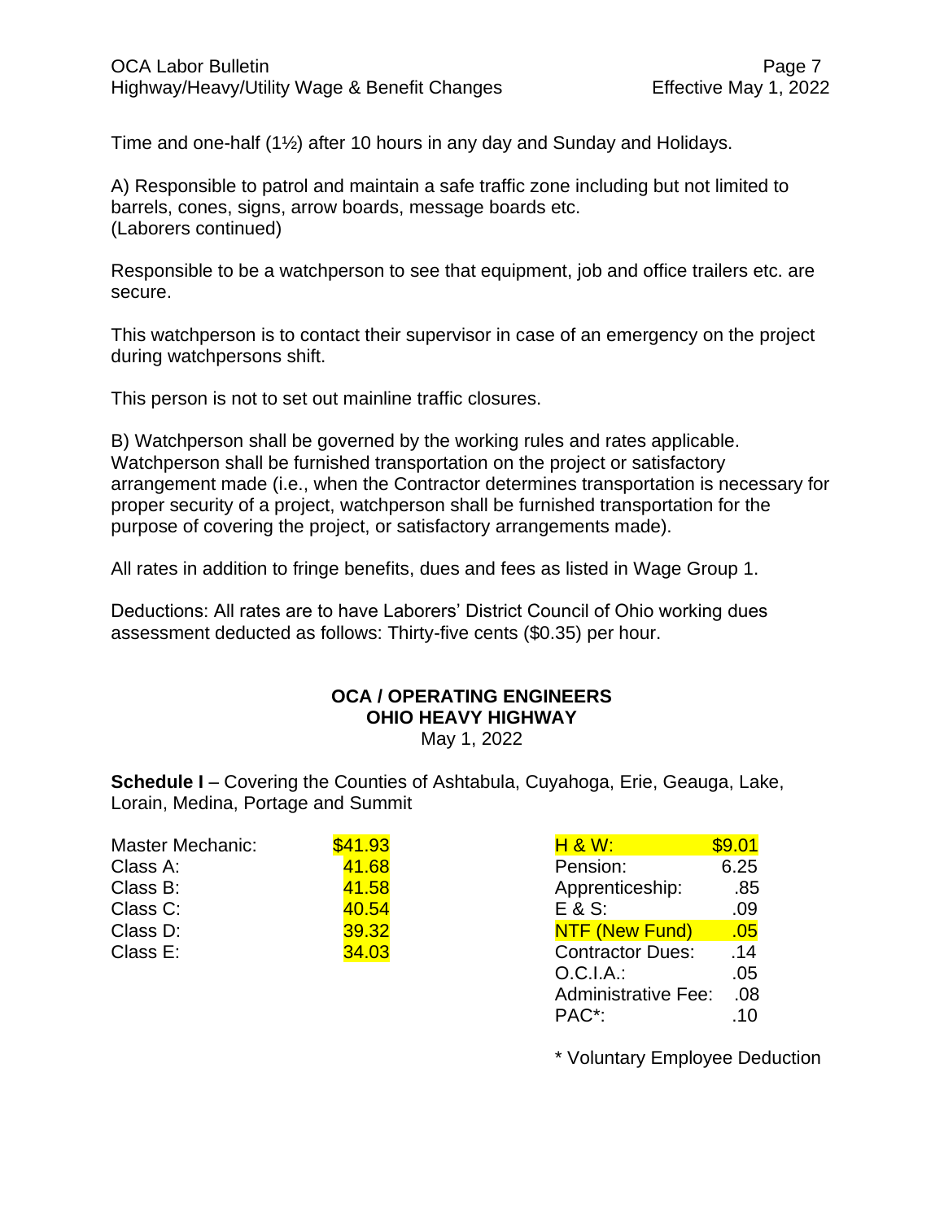Time and one-half (1½) after 10 hours in any day and Sunday and Holidays.

A) Responsible to patrol and maintain a safe traffic zone including but not limited to barrels, cones, signs, arrow boards, message boards etc.
(Laborers continued)

Responsible to be a watchperson to see that equipment, job and office trailers etc. are secure.

This watchperson is to contact their supervisor in case of an emergency on the project during watchpersons shift.

This person is not to set out mainline traffic closures.

B) Watchperson shall be governed by the working rules and rates applicable. Watchperson shall be furnished transportation on the project or satisfactory arrangement made (i.e., when the Contractor determines transportation is necessary for proper security of a project, watchperson shall be furnished transportation for the purpose of covering the project, or satisfactory arrangements made).

All rates in addition to fringe benefits, dues and fees as listed in Wage Group 1.

Deductions: All rates are to have Laborers' District Council of Ohio working dues assessment deducted as follows: Thirty-five cents ($0.35) per hour.

## OCA / OPERATING ENGINEERS
## OHIO HEAVY HIGHWAY

May 1, 2022

**Schedule I** – Covering the Counties of Ashtabula, Cuyahoga, Erie, Geauga, Lake, Lorain, Medina, Portage and Summit

| Classification | Rate |
|---|---|
| Master Mechanic: | $41.93 |
| Class A: | 41.68 |
| Class B: | 41.58 |
| Class C: | 40.54 |
| Class D: | 39.32 |
| Class E: | 34.03 |

| Fringe / Fee | Amount |
|---|---|
| H & W: | $9.01 |
| Pension: | 6.25 |
| Apprenticeship: | .85 |
| E & S: | .09 |
| NTF (New Fund) | .05 |
| Contractor Dues: | .14 |
| O.C.I.A.: | .05 |
| Administrative Fee: | .08 |
| PAC*: | .10 |

\* Voluntary Employee Deduction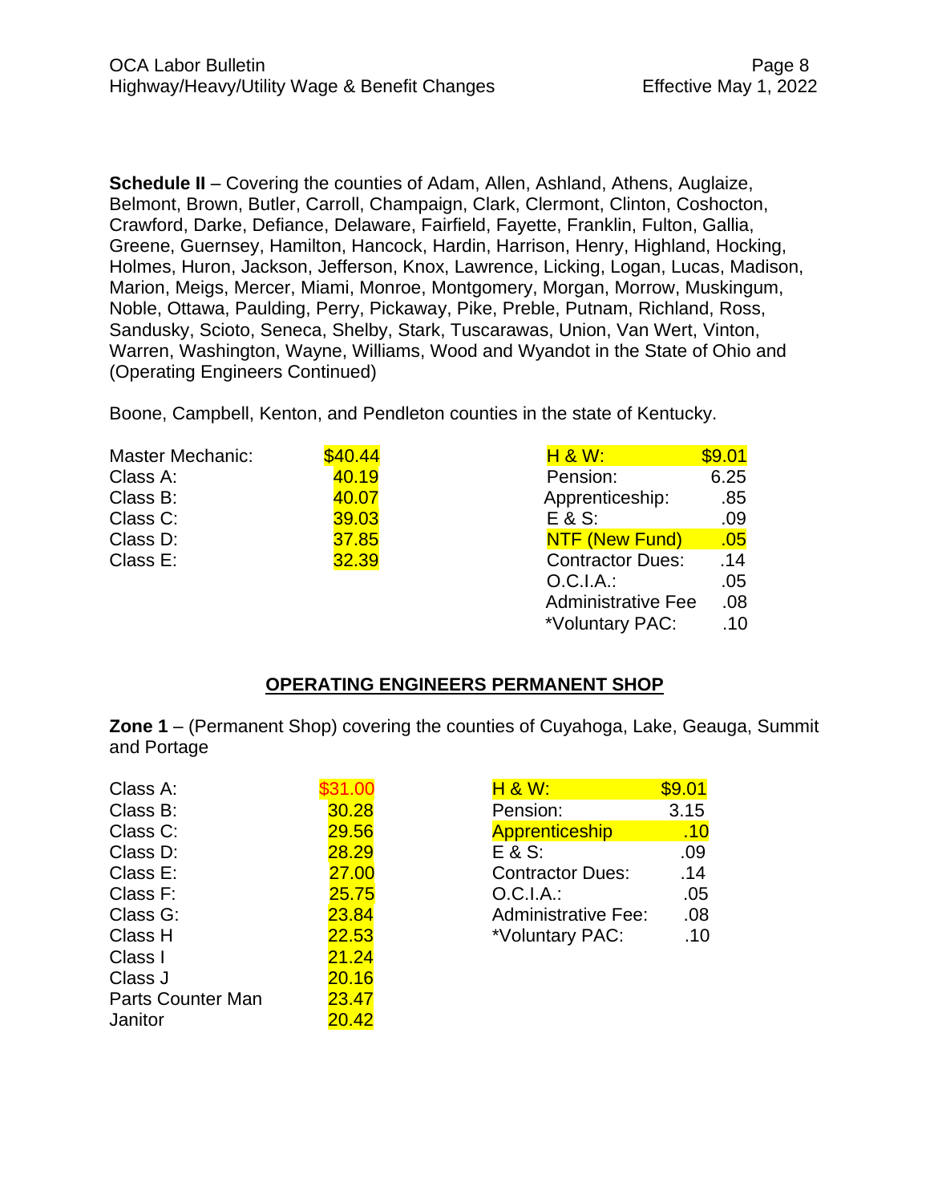**Schedule II** – Covering the counties of Adam, Allen, Ashland, Athens, Auglaize, Belmont, Brown, Butler, Carroll, Champaign, Clark, Clermont, Clinton, Coshocton, Crawford, Darke, Defiance, Delaware, Fairfield, Fayette, Franklin, Fulton, Gallia, Greene, Guernsey, Hamilton, Hancock, Hardin, Harrison, Henry, Highland, Hocking, Holmes, Huron, Jackson, Jefferson, Knox, Lawrence, Licking, Logan, Lucas, Madison, Marion, Meigs, Mercer, Miami, Monroe, Montgomery, Morgan, Morrow, Muskingum, Noble, Ottawa, Paulding, Perry, Pickaway, Pike, Preble, Putnam, Richland, Ross, Sandusky, Scioto, Seneca, Shelby, Stark, Tuscarawas, Union, Van Wert, Vinton, Warren, Washington, Wayne, Williams, Wood and Wyandot in the State of Ohio and (Operating Engineers Continued)

Boone, Campbell, Kenton, and Pendleton counties in the state of Kentucky.

| Classification | Rate | Fringe | Amount |
|---|---|---|---|
| Master Mechanic: | $40.44 | H & W: | $9.01 |
| Class A: | 40.19 | Pension: | 6.25 |
| Class B: | 40.07 | Apprenticeship: | .85 |
| Class C: | 39.03 | E & S: | .09 |
| Class D: | 37.85 | NTF (New Fund) | .05 |
| Class E: | 32.39 | Contractor Dues: | .14 |
| | | O.C.I.A.: | .05 |
| | | Administrative Fee | .08 |
| | | *Voluntary PAC: | .10 |

## OPERATING ENGINEERS PERMANENT SHOP

**Zone 1** – (Permanent Shop) covering the counties of Cuyahoga, Lake, Geauga, Summit and Portage

| Classification | Rate | Fringe | Amount |
|---|---|---|---|
| Class A: | $31.00 | H & W: | $9.01 |
| Class B: | 30.28 | Pension: | 3.15 |
| Class C: | 29.56 | Apprenticeship | .10 |
| Class D: | 28.29 | E & S: | .09 |
| Class E: | 27.00 | Contractor Dues: | .14 |
| Class F: | 25.75 | O.C.I.A.: | .05 |
| Class G: | 23.84 | Administrative Fee: | .08 |
| Class H | 22.53 | *Voluntary PAC: | .10 |
| Class I | 21.24 | | |
| Class J | 20.16 | | |
| Parts Counter Man | 23.47 | | |
| Janitor | 20.42 | | |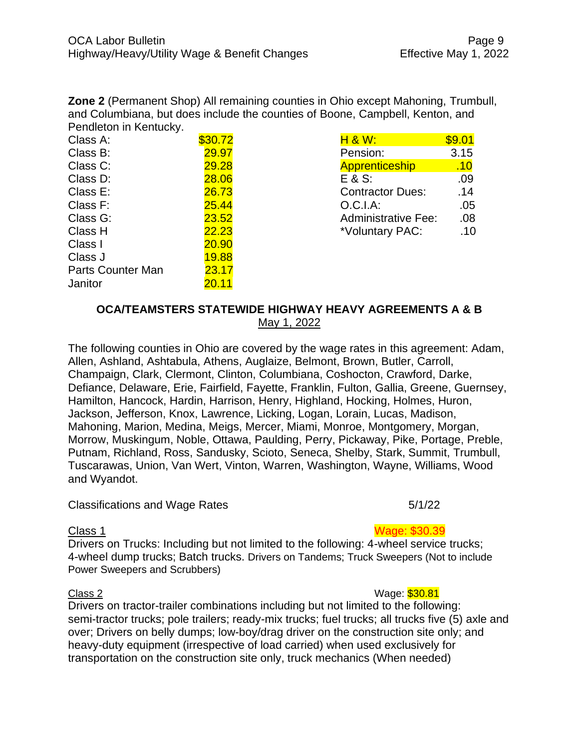**Zone 2** (Permanent Shop) All remaining counties in Ohio except Mahoning, Trumbull, and Columbiana, but does include the counties of Boone, Campbell, Kenton, and Pendleton in Kentucky.

| Class | Wage |
|---|---|
| Class A: | $30.72 |
| Class B: | 29.97 |
| Class C: | 29.28 |
| Class D: | 28.06 |
| Class E: | 26.73 |
| Class F: | 25.44 |
| Class G: | 23.52 |
| Class H | 22.23 |
| Class I | 20.90 |
| Class J | 19.88 |
| Parts Counter Man | 23.17 |
| Janitor | 20.11 |

| Benefit | Amount |
|---|---|
| H & W: | $9.01 |
| Pension: | 3.15 |
| Apprenticeship | .10 |
| E & S: | .09 |
| Contractor Dues: | .14 |
| O.C.I.A: | .05 |
| Administrative Fee: | .08 |
| *Voluntary PAC: | .10 |

## OCA/TEAMSTERS STATEWIDE HIGHWAY HEAVY AGREEMENTS A & B

May 1, 2022

The following counties in Ohio are covered by the wage rates in this agreement: Adam, Allen, Ashland, Ashtabula, Athens, Auglaize, Belmont, Brown, Butler, Carroll, Champaign, Clark, Clermont, Clinton, Columbiana, Coshocton, Crawford, Darke, Defiance, Delaware, Erie, Fairfield, Fayette, Franklin, Fulton, Gallia, Greene, Guernsey, Hamilton, Hancock, Hardin, Harrison, Henry, Highland, Hocking, Holmes, Huron, Jackson, Jefferson, Knox, Lawrence, Licking, Logan, Lorain, Lucas, Madison, Mahoning, Marion, Medina, Meigs, Mercer, Miami, Monroe, Montgomery, Morgan, Morrow, Muskingum, Noble, Ottawa, Paulding, Perry, Pickaway, Pike, Portage, Preble, Putnam, Richland, Ross, Sandusky, Scioto, Seneca, Shelby, Stark, Summit, Trumbull, Tuscarawas, Union, Van Wert, Vinton, Warren, Washington, Wayne, Williams, Wood and Wyandot.

Classifications and Wage Rates 5/1/22

Class 1 — Wage: $30.39

Drivers on Trucks: Including but not limited to the following: 4-wheel service trucks; 4-wheel dump trucks; Batch trucks. Drivers on Tandems; Truck Sweepers (Not to include Power Sweepers and Scrubbers)

Class 2 — Wage: $30.81

Drivers on tractor-trailer combinations including but not limited to the following: semi-tractor trucks; pole trailers; ready-mix trucks; fuel trucks; all trucks five (5) axle and over; Drivers on belly dumps; low-boy/drag driver on the construction site only; and heavy-duty equipment (irrespective of load carried) when used exclusively for transportation on the construction site only, truck mechanics (When needed)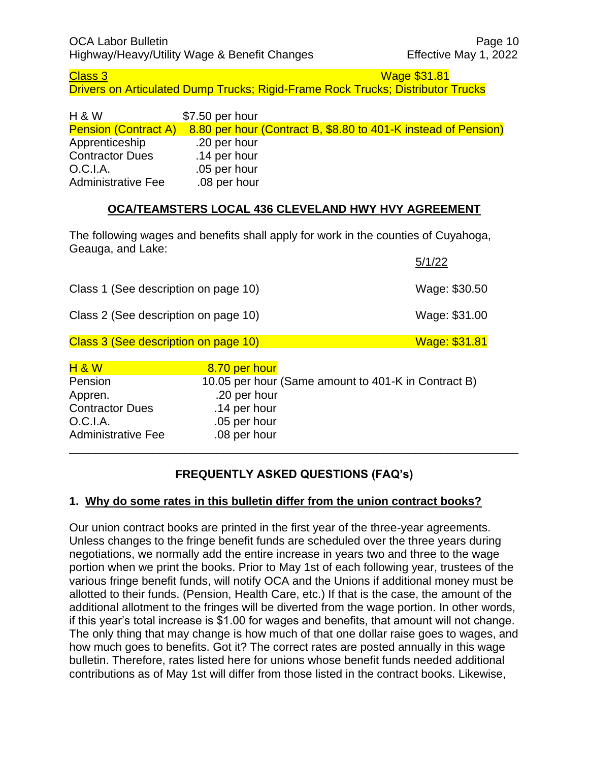Class 3 Wage $31.81

Drivers on Articulated Dump Trucks; Rigid-Frame Rock Trucks; Distributor Trucks

| | |
|---|---|
| H & W | $7.50 per hour |
| Pension (Contract A) | 8.80 per hour (Contract B, $8.80 to 401-K instead of Pension) |
| Apprenticeship | .20 per hour |
| Contractor Dues | .14 per hour |
| O.C.I.A. | .05 per hour |
| Administrative Fee | .08 per hour |

## OCA/TEAMSTERS LOCAL 436 CLEVELAND HWY HVY AGREEMENT

The following wages and benefits shall apply for work in the counties of Cuyahoga, Geauga, and Lake:

| | 5/1/22 |
|---|---|
| Class 1 (See description on page 10) | Wage: $30.50 |
| Class 2 (See description on page 10) | Wage: $31.00 |
| Class 3 (See description on page 10) | Wage: $31.81 |

| | |
|---|---|
| H & W | 8.70 per hour |
| Pension | 10.05 per hour (Same amount to 401-K in Contract B) |
| Appren. | .20 per hour |
| Contractor Dues | .14 per hour |
| O.C.I.A. | .05 per hour |
| Administrative Fee | .08 per hour |

---

## FREQUENTLY ASKED QUESTIONS (FAQ's)

### 1. Why do some rates in this bulletin differ from the union contract books?

Our union contract books are printed in the first year of the three-year agreements. Unless changes to the fringe benefit funds are scheduled over the three years during negotiations, we normally add the entire increase in years two and three to the wage portion when we print the books. Prior to May 1st of each following year, trustees of the various fringe benefit funds, will notify OCA and the Unions if additional money must be allotted to their funds. (Pension, Health Care, etc.) If that is the case, the amount of the additional allotment to the fringes will be diverted from the wage portion. In other words, if this year's total increase is $1.00 for wages and benefits, that amount will not change. The only thing that may change is how much of that one dollar raise goes to wages, and how much goes to benefits. Got it? The correct rates are posted annually in this wage bulletin. Therefore, rates listed here for unions whose benefit funds needed additional contributions as of May 1st will differ from those listed in the contract books. Likewise,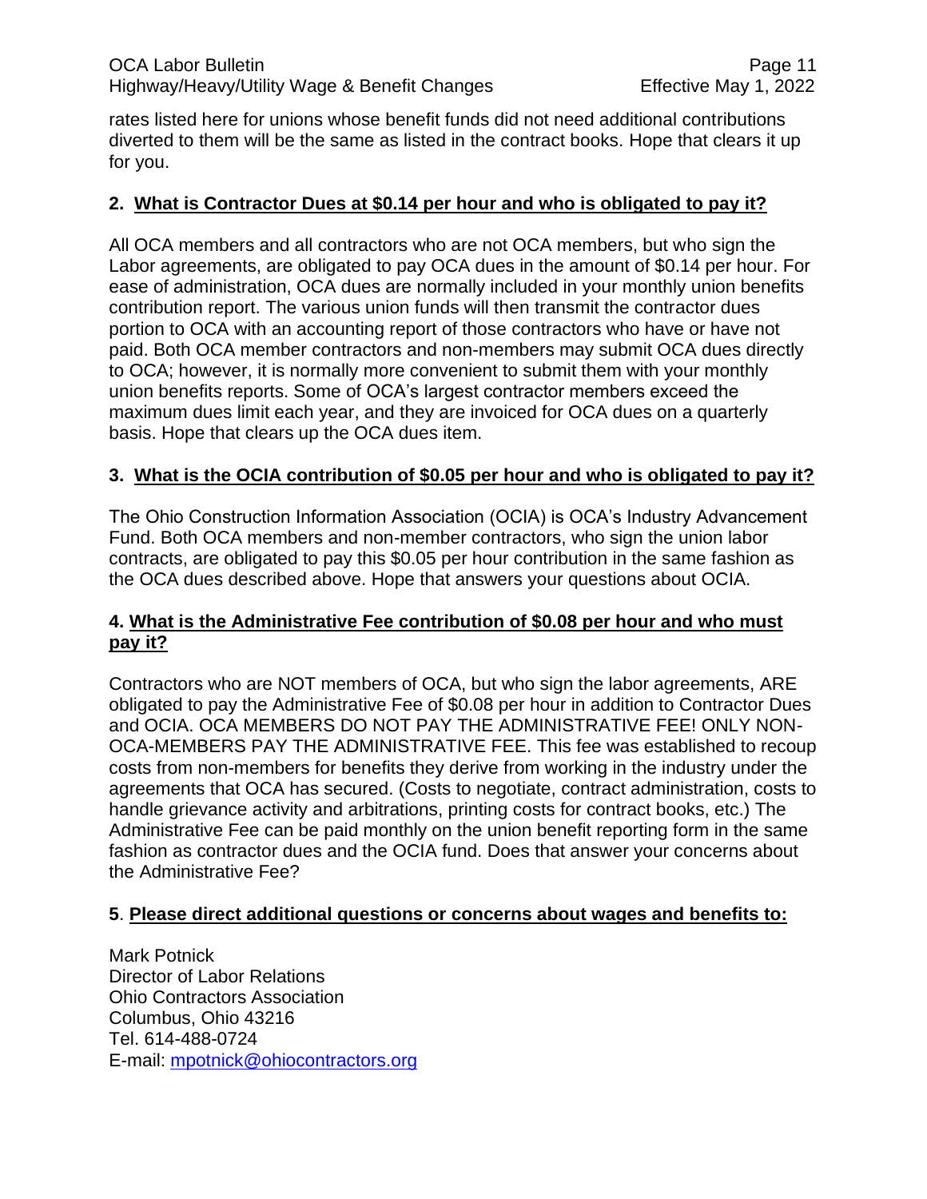rates listed here for unions whose benefit funds did not need additional contributions diverted to them will be the same as listed in the contract books. Hope that clears it up for you.

## 2. What is Contractor Dues at $0.14 per hour and who is obligated to pay it?

All OCA members and all contractors who are not OCA members, but who sign the Labor agreements, are obligated to pay OCA dues in the amount of $0.14 per hour. For ease of administration, OCA dues are normally included in your monthly union benefits contribution report. The various union funds will then transmit the contractor dues portion to OCA with an accounting report of those contractors who have or have not paid. Both OCA member contractors and non-members may submit OCA dues directly to OCA; however, it is normally more convenient to submit them with your monthly union benefits reports. Some of OCA's largest contractor members exceed the maximum dues limit each year, and they are invoiced for OCA dues on a quarterly basis. Hope that clears up the OCA dues item.

## 3. What is the OCIA contribution of $0.05 per hour and who is obligated to pay it?

The Ohio Construction Information Association (OCIA) is OCA's Industry Advancement Fund. Both OCA members and non-member contractors, who sign the union labor contracts, are obligated to pay this $0.05 per hour contribution in the same fashion as the OCA dues described above. Hope that answers your questions about OCIA.

## 4. What is the Administrative Fee contribution of $0.08 per hour and who must pay it?

Contractors who are NOT members of OCA, but who sign the labor agreements, ARE obligated to pay the Administrative Fee of $0.08 per hour in addition to Contractor Dues and OCIA. OCA MEMBERS DO NOT PAY THE ADMINISTRATIVE FEE! ONLY NON-OCA-MEMBERS PAY THE ADMINISTRATIVE FEE. This fee was established to recoup costs from non-members for benefits they derive from working in the industry under the agreements that OCA has secured. (Costs to negotiate, contract administration, costs to handle grievance activity and arbitrations, printing costs for contract books, etc.) The Administrative Fee can be paid monthly on the union benefit reporting form in the same fashion as contractor dues and the OCIA fund. Does that answer your concerns about the Administrative Fee?

## 5. Please direct additional questions or concerns about wages and benefits to:

Mark Potnick
Director of Labor Relations
Ohio Contractors Association
Columbus, Ohio 43216
Tel. 614-488-0724
E-mail: mpotnick@ohiocontractors.org